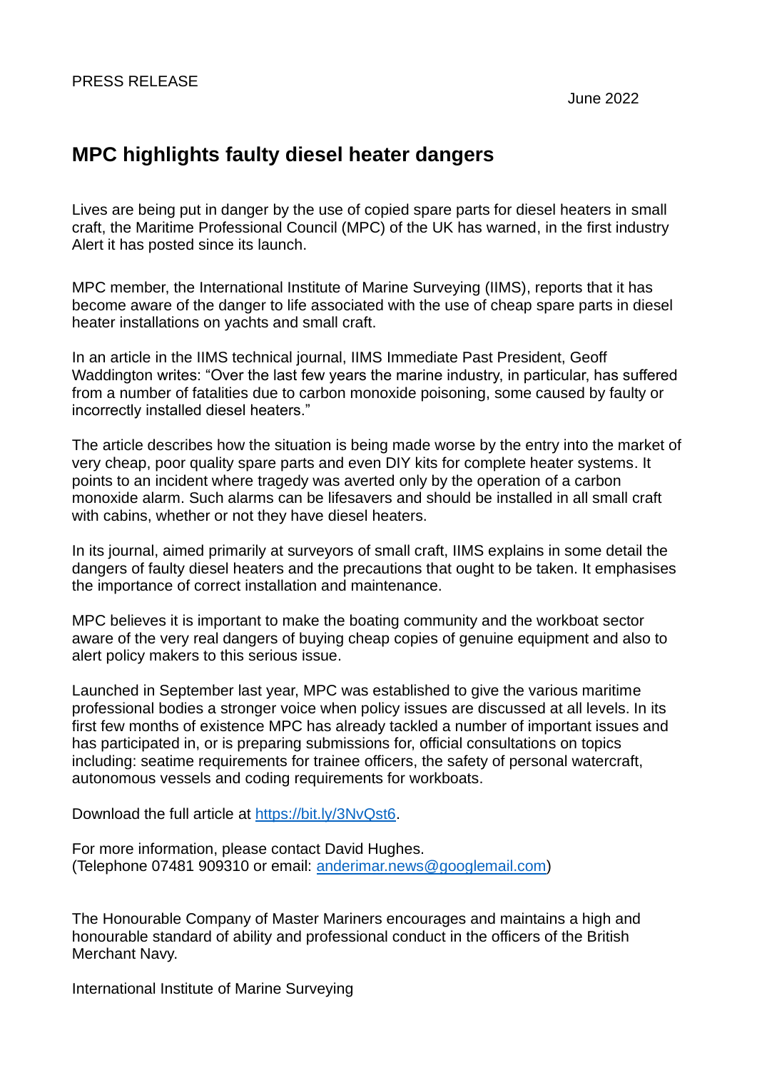PRESS RELEASE

June 2022

# MPC highlights faulty diesel heater dangers

Lives are being put in danger by the use of copied spare parts for diesel heaters in small craft, the Maritime Professional Council (MPC) of the UK has warned, in the first industry Alert it has posted since its launch.

MPC member, the International Institute of Marine Surveying (IIMS), reports that it has become aware of the danger to life associated with the use of cheap spare parts in diesel heater installations on yachts and small craft.

In an article in the IIMS technical journal, IIMS Immediate Past President, Geoff Waddington writes: "Over the last few years the marine industry, in particular, has suffered from a number of fatalities due to carbon monoxide poisoning, some caused by faulty or incorrectly installed diesel heaters."

The article describes how the situation is being made worse by the entry into the market of very cheap, poor quality spare parts and even DIY kits for complete heater systems. It points to an incident where tragedy was averted only by the operation of a carbon monoxide alarm. Such alarms can be lifesavers and should be installed in all small craft with cabins, whether or not they have diesel heaters.

In its journal, aimed primarily at surveyors of small craft, IIMS explains in some detail the dangers of faulty diesel heaters and the precautions that ought to be taken. It emphasises the importance of correct installation and maintenance.

MPC believes it is important to make the boating community and the workboat sector aware of the very real dangers of buying cheap copies of genuine equipment and also to alert policy makers to this serious issue.

Launched in September last year, MPC was established to give the various maritime professional bodies a stronger voice when policy issues are discussed at all levels. In its first few months of existence MPC has already tackled a number of important issues and has participated in, or is preparing submissions for, official consultations on topics including: seatime requirements for trainee officers, the safety of personal watercraft, autonomous vessels and coding requirements for workboats.

Download the full article at [https://bit.ly/3NvQst6](https://bit.ly/3NvQst6).

For more information, please contact David Hughes.
(Telephone 07481 909310 or email: [anderimar.news@googlemail.com](mailto:anderimar.news@googlemail.com))

The Honourable Company of Master Mariners encourages and maintains a high and honourable standard of ability and professional conduct in the officers of the British Merchant Navy.

International Institute of Marine Surveying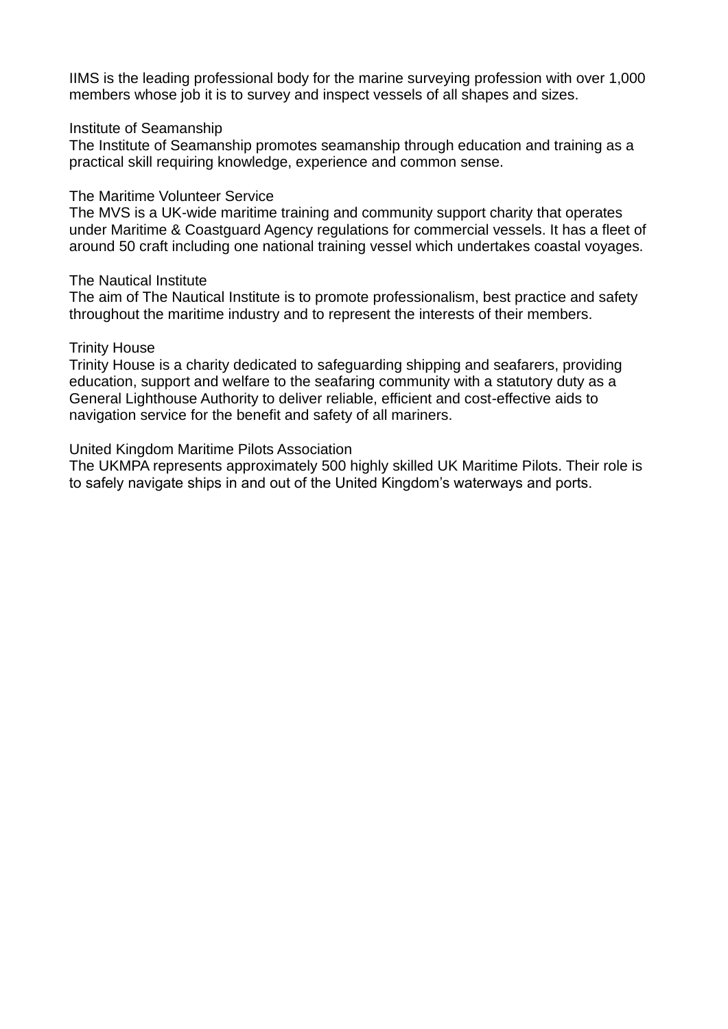IIMS is the leading professional body for the marine surveying profession with over 1,000 members whose job it is to survey and inspect vessels of all shapes and sizes.

Institute of Seamanship
The Institute of Seamanship promotes seamanship through education and training as a practical skill requiring knowledge, experience and common sense.

The Maritime Volunteer Service
The MVS is a UK-wide maritime training and community support charity that operates under Maritime & Coastguard Agency regulations for commercial vessels. It has a fleet of around 50 craft including one national training vessel which undertakes coastal voyages.

The Nautical Institute
The aim of The Nautical Institute is to promote professionalism, best practice and safety throughout the maritime industry and to represent the interests of their members.

Trinity House
Trinity House is a charity dedicated to safeguarding shipping and seafarers, providing education, support and welfare to the seafaring community with a statutory duty as a General Lighthouse Authority to deliver reliable, efficient and cost-effective aids to navigation service for the benefit and safety of all mariners.

United Kingdom Maritime Pilots Association
The UKMPA represents approximately 500 highly skilled UK Maritime Pilots. Their role is to safely navigate ships in and out of the United Kingdom’s waterways and ports.